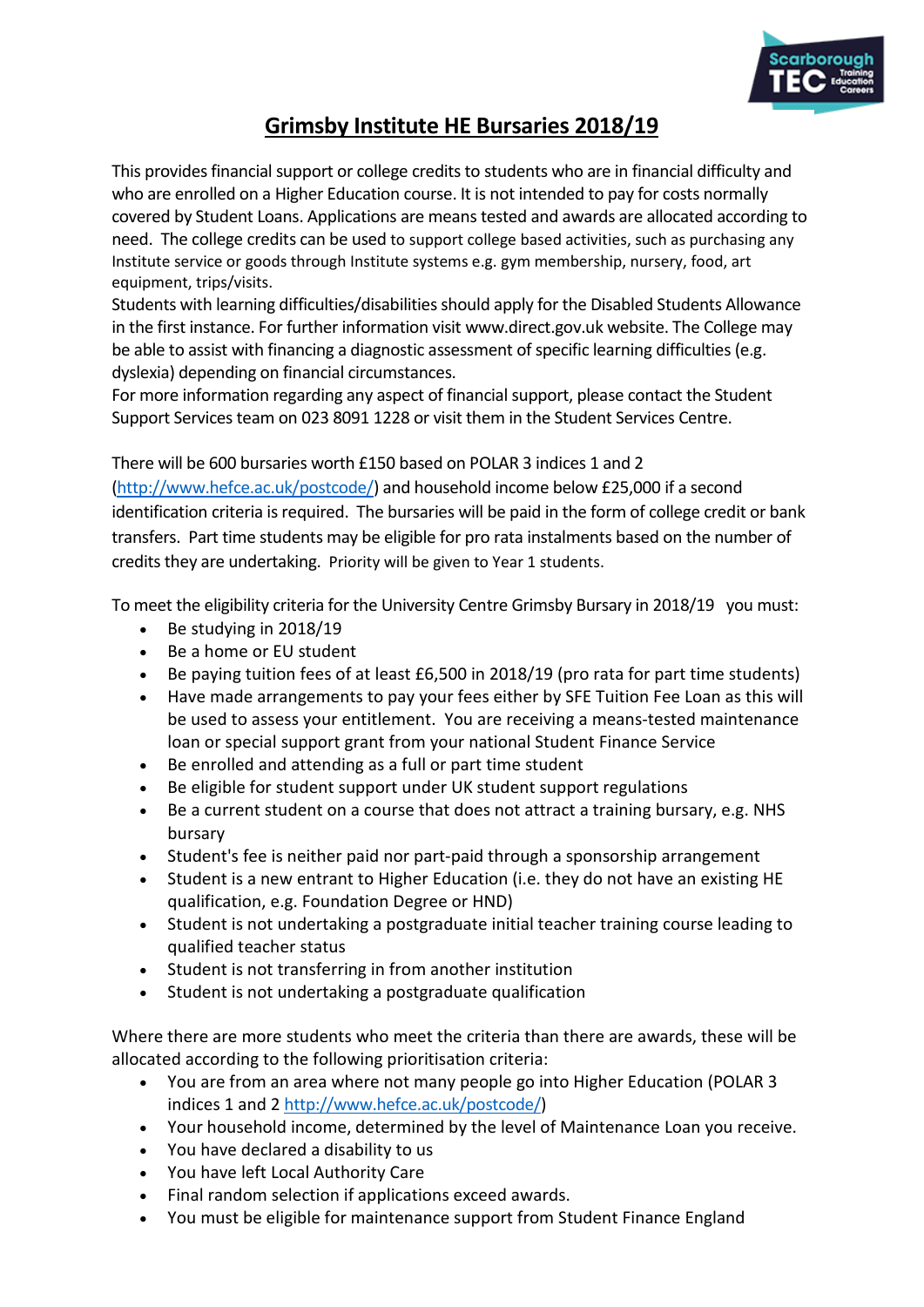# Grimsby Institute HE Bursaries 2018/19

This provides financial support or college credits to students who are in financial difficulty and who are enrolled on a Higher Education course. It is not intended to pay for costs normally covered by Student Loans. Applications are means tested and awards are allocated according to need. The college credits can be used to support college based activities, such as purchasing any Institute service or goods through Institute systems e.g. gym membership, nursery, food, art equipment, trips/visits.

Students with learning difficulties/disabilities should apply for the Disabled Students Allowance in the first instance. For further information visit www.direct.gov.uk website. The College may be able to assist with financing a diagnostic assessment of specific learning difficulties (e.g. dyslexia) depending on financial circumstances.

For more information regarding any aspect of financial support, please contact the Student Support Services team on 023 8091 1228 or visit them in the Student Services Centre.

There will be 600 bursaries worth £150 based on POLAR 3 indices 1 and 2 (http://www.hefce.ac.uk/postcode/) and household income below £25,000 if a second identification criteria is required. The bursaries will be paid in the form of college credit or bank transfers. Part time students may be eligible for pro rata instalments based on the number of credits they are undertaking. Priority will be given to Year 1 students.

To meet the eligibility criteria for the University Centre Grimsby Bursary in 2018/19 you must:

- Be studying in 2018/19
- Be a home or EU student
- Be paying tuition fees of at least £6,500 in 2018/19 (pro rata for part time students)
- Have made arrangements to pay your fees either by SFE Tuition Fee Loan as this will be used to assess your entitlement. You are receiving a means-tested maintenance loan or special support grant from your national Student Finance Service
- Be enrolled and attending as a full or part time student
- Be eligible for student support under UK student support regulations
- Be a current student on a course that does not attract a training bursary, e.g. NHS bursary
- Student's fee is neither paid nor part-paid through a sponsorship arrangement
- Student is a new entrant to Higher Education (i.e. they do not have an existing HE qualification, e.g. Foundation Degree or HND)
- Student is not undertaking a postgraduate initial teacher training course leading to qualified teacher status
- Student is not transferring in from another institution
- Student is not undertaking a postgraduate qualification

Where there are more students who meet the criteria than there are awards, these will be allocated according to the following prioritisation criteria:

- You are from an area where not many people go into Higher Education (POLAR 3 indices 1 and 2 http://www.hefce.ac.uk/postcode/)
- Your household income, determined by the level of Maintenance Loan you receive.
- You have declared a disability to us
- You have left Local Authority Care
- Final random selection if applications exceed awards.
- You must be eligible for maintenance support from Student Finance England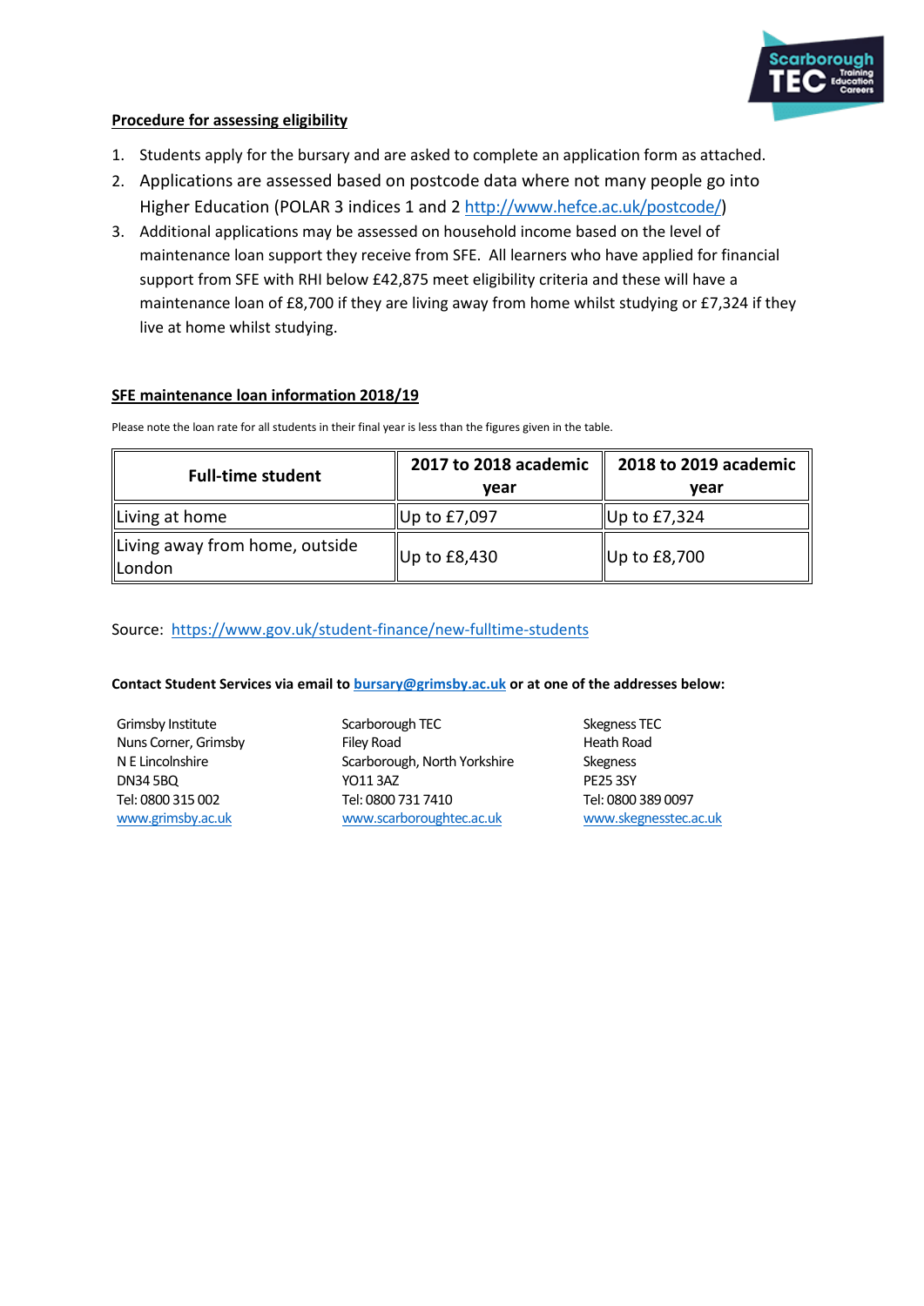**Procedure for assessing eligibility**

1. Students apply for the bursary and are asked to complete an application form as attached.
2. Applications are assessed based on postcode data where not many people go into Higher Education (POLAR 3 indices 1 and 2 http://www.hefce.ac.uk/postcode/)
3. Additional applications may be assessed on household income based on the level of maintenance loan support they receive from SFE. All learners who have applied for financial support from SFE with RHI below £42,875 meet eligibility criteria and these will have a maintenance loan of £8,700 if they are living away from home whilst studying or £7,324 if they live at home whilst studying.

**SFE maintenance loan information 2018/19**

Please note the loan rate for all students in their final year is less than the figures given in the table.

| Full-time student | 2017 to 2018 academic year | 2018 to 2019 academic year |
|---|---|---|
| Living at home | Up to £7,097 | Up to £7,324 |
| Living away from home, outside London | Up to £8,430 | Up to £8,700 |

Source: https://www.gov.uk/student-finance/new-fulltime-students

**Contact Student Services via email to bursary@grimsby.ac.uk or at one of the addresses below:**

Grimsby Institute
Nuns Corner, Grimsby
N E Lincolnshire
DN34 5BQ
Tel: 0800 315 002
www.grimsby.ac.uk

Scarborough TEC
Filey Road
Scarborough, North Yorkshire
YO11 3AZ
Tel: 0800 731 7410
www.scarboroughtec.ac.uk

Skegness TEC
Heath Road
Skegness
PE25 3SY
Tel: 0800 389 0097
www.skegnesstec.ac.uk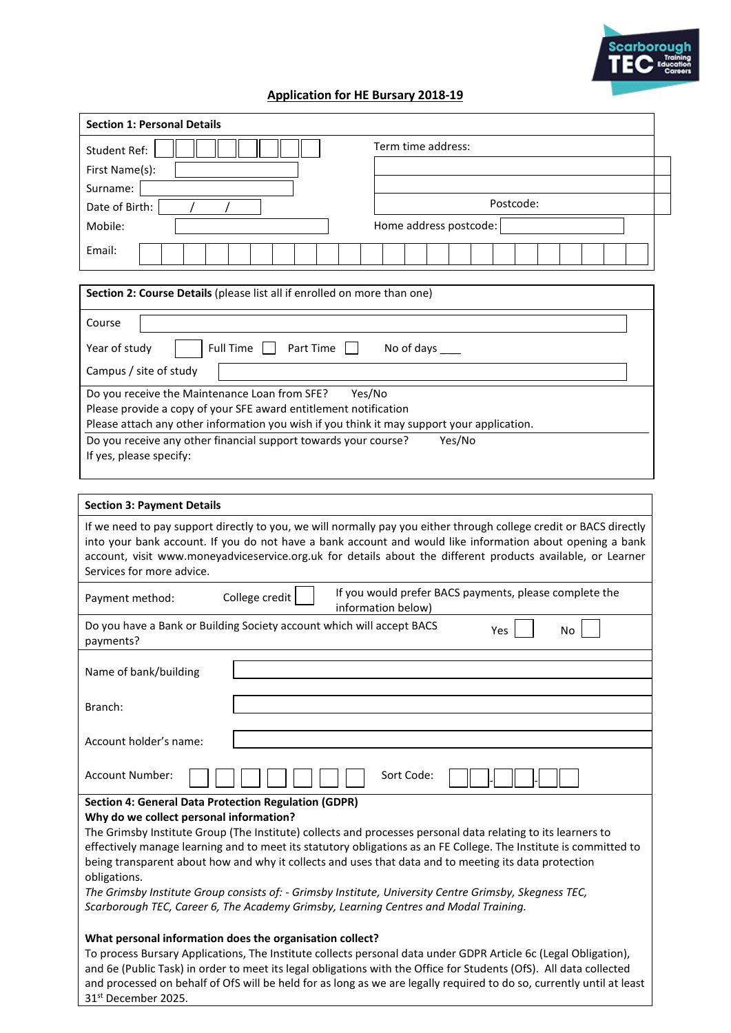## Application for HE Bursary 2018-19

**Section 1: Personal Details**

| | |
|---|---|
| Student Ref: | Term time address: |
| First Name(s): | |
| Surname: | |
| Date of Birth: / / | Postcode: |
| Mobile: | Home address postcode: |
| Email: | |

**Section 2: Course Details** (please list all if enrolled on more than one)

Course

Year of study &nbsp;&nbsp; Full Time ☐ &nbsp;&nbsp; Part Time ☐ &nbsp;&nbsp; No of days ____

Campus / site of study

Do you receive the Maintenance Loan from SFE? &nbsp;&nbsp; Yes/No
Please provide a copy of your SFE award entitlement notification
Please attach any other information you wish if you think it may support your application.

Do you receive any other financial support towards your course? &nbsp;&nbsp; Yes/No
If yes, please specify:

**Section 3: Payment Details**

If we need to pay support directly to you, we will normally pay you either through college credit or BACS directly into your bank account. If you do not have a bank account and would like information about opening a bank account, visit www.moneyadviceservice.org.uk for details about the different products available, or Learner Services for more advice.

Payment method: &nbsp;&nbsp; College credit ☐ &nbsp;&nbsp; If you would prefer BACS payments, please complete the information below)

Do you have a Bank or Building Society account which will accept BACS payments? &nbsp;&nbsp; Yes ☐ &nbsp;&nbsp; No ☐

Name of bank/building

Branch:

Account holder's name:

Account Number: &nbsp;&nbsp; Sort Code: &nbsp;&nbsp; - -

**Section 4: General Data Protection Regulation (GDPR)**

**Why do we collect personal information?**

The Grimsby Institute Group (The Institute) collects and processes personal data relating to its learners to effectively manage learning and to meet its statutory obligations as an FE College. The Institute is committed to being transparent about how and why it collects and uses that data and to meeting its data protection obligations.

*The Grimsby Institute Group consists of: - Grimsby Institute, University Centre Grimsby, Skegness TEC, Scarborough TEC, Career 6, The Academy Grimsby, Learning Centres and Modal Training.*

**What personal information does the organisation collect?**

To process Bursary Applications, The Institute collects personal data under GDPR Article 6c (Legal Obligation), and 6e (Public Task) in order to meet its legal obligations with the Office for Students (OfS). All data collected and processed on behalf of OfS will be held for as long as we are legally required to do so, currently until at least 31st December 2025.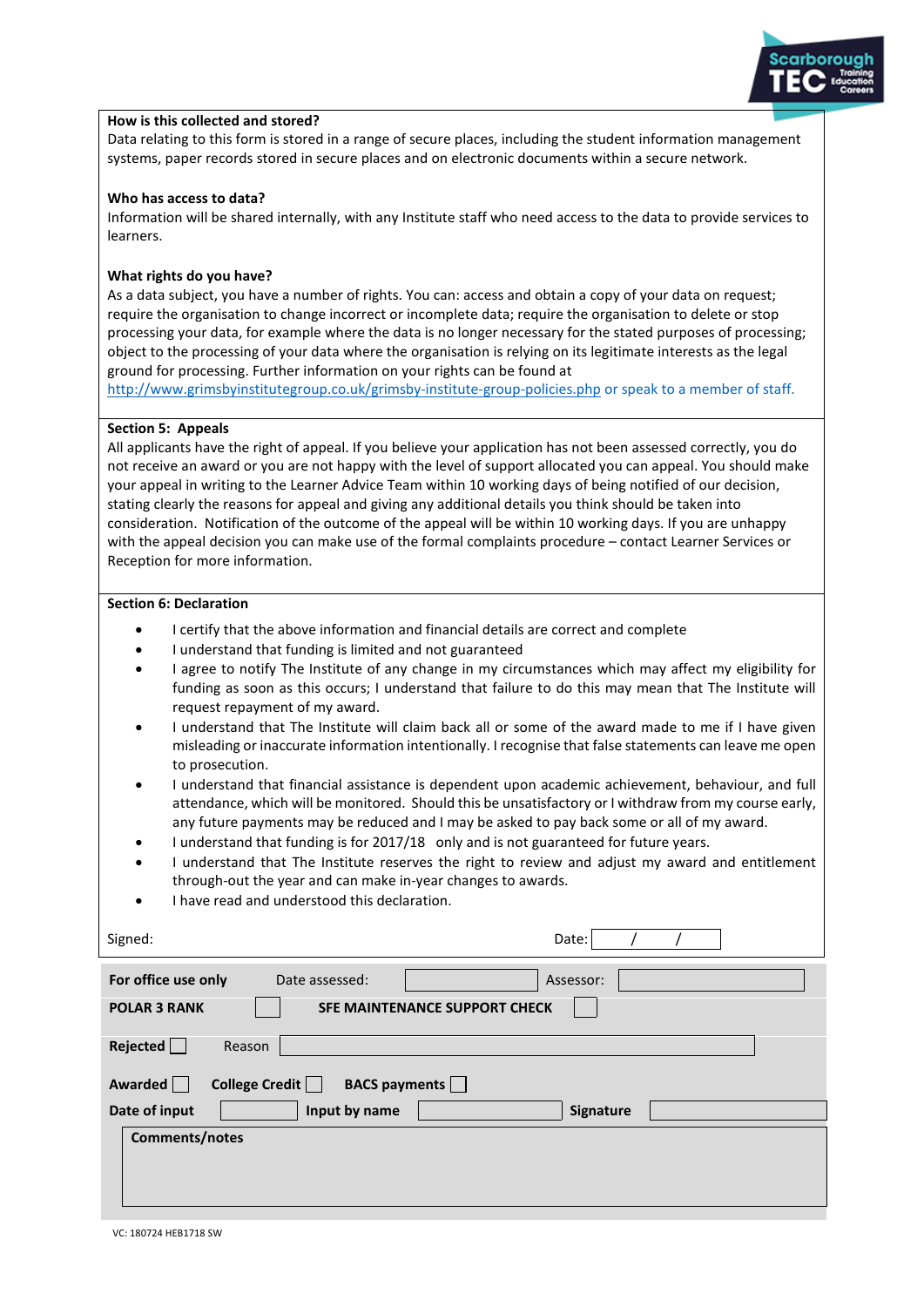**How is this collected and stored?**
Data relating to this form is stored in a range of secure places, including the student information management systems, paper records stored in secure places and on electronic documents within a secure network.

**Who has access to data?**
Information will be shared internally, with any Institute staff who need access to the data to provide services to learners.

**What rights do you have?**
As a data subject, you have a number of rights. You can: access and obtain a copy of your data on request; require the organisation to change incorrect or incomplete data; require the organisation to delete or stop processing your data, for example where the data is no longer necessary for the stated purposes of processing; object to the processing of your data where the organisation is relying on its legitimate interests as the legal ground for processing. Further information on your rights can be found at http://www.grimsbyinstitutegroup.co.uk/grimsby-institute-group-policies.php or speak to a member of staff.

**Section 5: Appeals**
All applicants have the right of appeal. If you believe your application has not been assessed correctly, you do not receive an award or you are not happy with the level of support allocated you can appeal. You should make your appeal in writing to the Learner Advice Team within 10 working days of being notified of our decision, stating clearly the reasons for appeal and giving any additional details you think should be taken into consideration. Notification of the outcome of the appeal will be within 10 working days. If you are unhappy with the appeal decision you can make use of the formal complaints procedure – contact Learner Services or Reception for more information.

**Section 6: Declaration**

- I certify that the above information and financial details are correct and complete
- I understand that funding is limited and not guaranteed
- I agree to notify The Institute of any change in my circumstances which may affect my eligibility for funding as soon as this occurs; I understand that failure to do this may mean that The Institute will request repayment of my award.
- I understand that The Institute will claim back all or some of the award made to me if I have given misleading or inaccurate information intentionally. I recognise that false statements can leave me open to prosecution.
- I understand that financial assistance is dependent upon academic achievement, behaviour, and full attendance, which will be monitored. Should this be unsatisfactory or I withdraw from my course early, any future payments may be reduced and I may be asked to pay back some or all of my award.
- I understand that funding is for 2017/18 only and is not guaranteed for future years.
- I understand that The Institute reserves the right to review and adjust my award and entitlement through-out the year and can make in-year changes to awards.
- I have read and understood this declaration.

Signed: Date: / /

**For office use only** Date assessed: Assessor:

**POLAR 3 RANK** ☐ **SFE MAINTENANCE SUPPORT CHECK** ☐

**Rejected** ☐ Reason

**Awarded** ☐ **College Credit** ☐ **BACS payments** ☐

**Date of input** **Input by name** **Signature**

**Comments/notes**

VC: 180724 HEB1718 SW